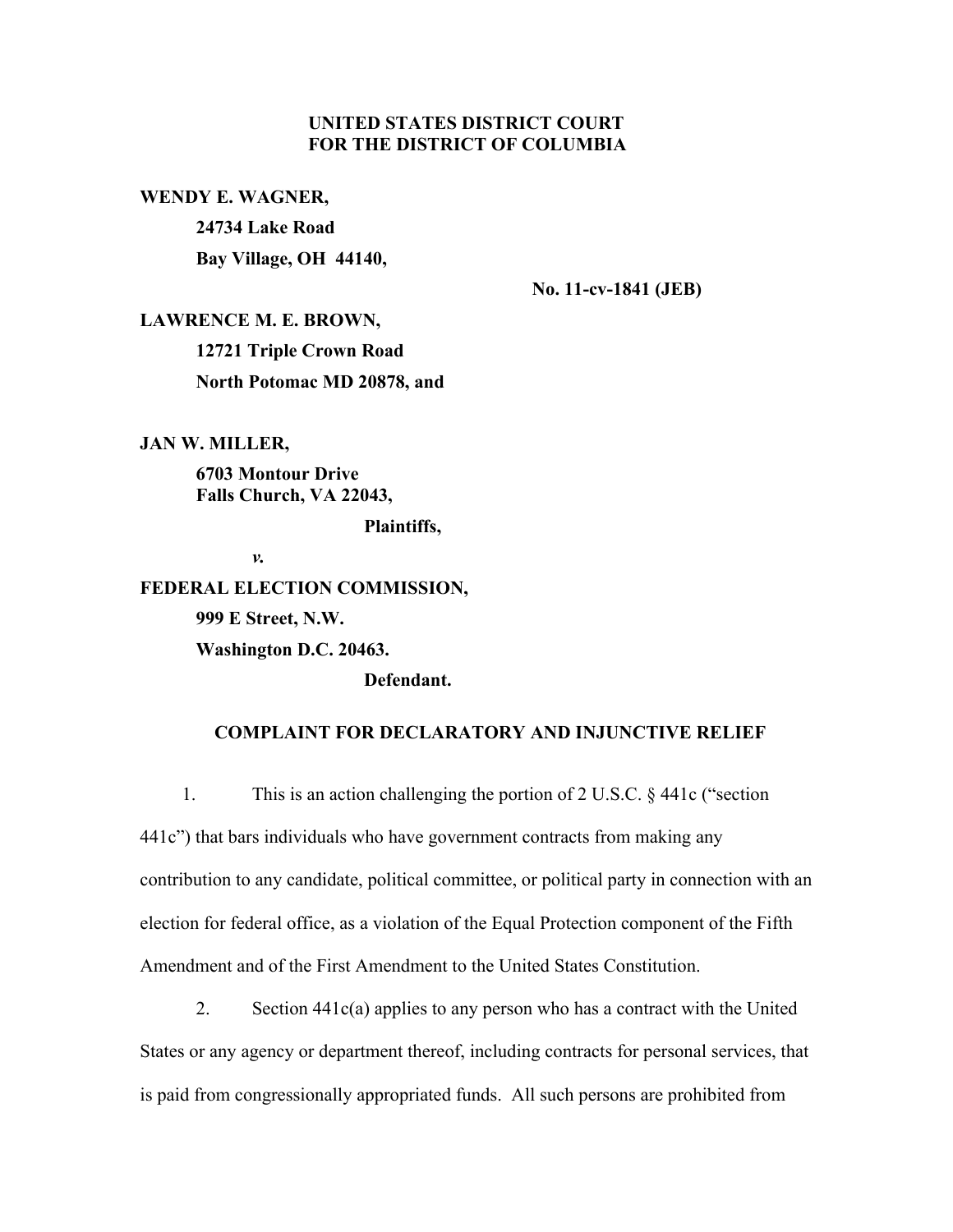**UNITED STATES DISTRICT COURT**
**FOR THE DISTRICT OF COLUMBIA**

**WENDY E. WAGNER,**

**24734 Lake Road**

**Bay Village, OH 44140,**

**No. 11-cv-1841 (JEB)**

**LAWRENCE M. E. BROWN,**

**12721 Triple Crown Road**

**North Potomac MD 20878, and**

**JAN W. MILLER,**

**6703 Montour Drive**
**Falls Church, VA 22043,**

**Plaintiffs,**

***v.***

**FEDERAL ELECTION COMMISSION,**

**999 E Street, N.W.**

**Washington D.C. 20463.**

**Defendant.**

**COMPLAINT FOR DECLARATORY AND INJUNCTIVE RELIEF**

1. This is an action challenging the portion of 2 U.S.C. § 441c ("section 441c") that bars individuals who have government contracts from making any contribution to any candidate, political committee, or political party in connection with an election for federal office, as a violation of the Equal Protection component of the Fifth Amendment and of the First Amendment to the United States Constitution.

2. Section 441c(a) applies to any person who has a contract with the United States or any agency or department thereof, including contracts for personal services, that is paid from congressionally appropriated funds. All such persons are prohibited from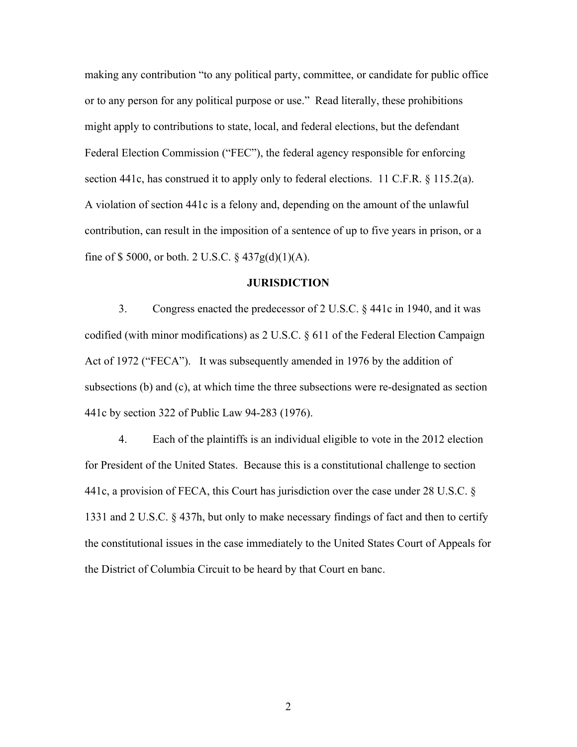making any contribution "to any political party, committee, or candidate for public office or to any person for any political purpose or use." Read literally, these prohibitions might apply to contributions to state, local, and federal elections, but the defendant Federal Election Commission ("FEC"), the federal agency responsible for enforcing section 441c, has construed it to apply only to federal elections. 11 C.F.R. § 115.2(a). A violation of section 441c is a felony and, depending on the amount of the unlawful contribution, can result in the imposition of a sentence of up to five years in prison, or a fine of $ 5000, or both. 2 U.S.C. § 437g(d)(1)(A).

## JURISDICTION

3. Congress enacted the predecessor of 2 U.S.C. § 441c in 1940, and it was codified (with minor modifications) as 2 U.S.C. § 611 of the Federal Election Campaign Act of 1972 ("FECA"). It was subsequently amended in 1976 by the addition of subsections (b) and (c), at which time the three subsections were re-designated as section 441c by section 322 of Public Law 94-283 (1976).

4. Each of the plaintiffs is an individual eligible to vote in the 2012 election for President of the United States. Because this is a constitutional challenge to section 441c, a provision of FECA, this Court has jurisdiction over the case under 28 U.S.C. § 1331 and 2 U.S.C. § 437h, but only to make necessary findings of fact and then to certify the constitutional issues in the case immediately to the United States Court of Appeals for the District of Columbia Circuit to be heard by that Court en banc.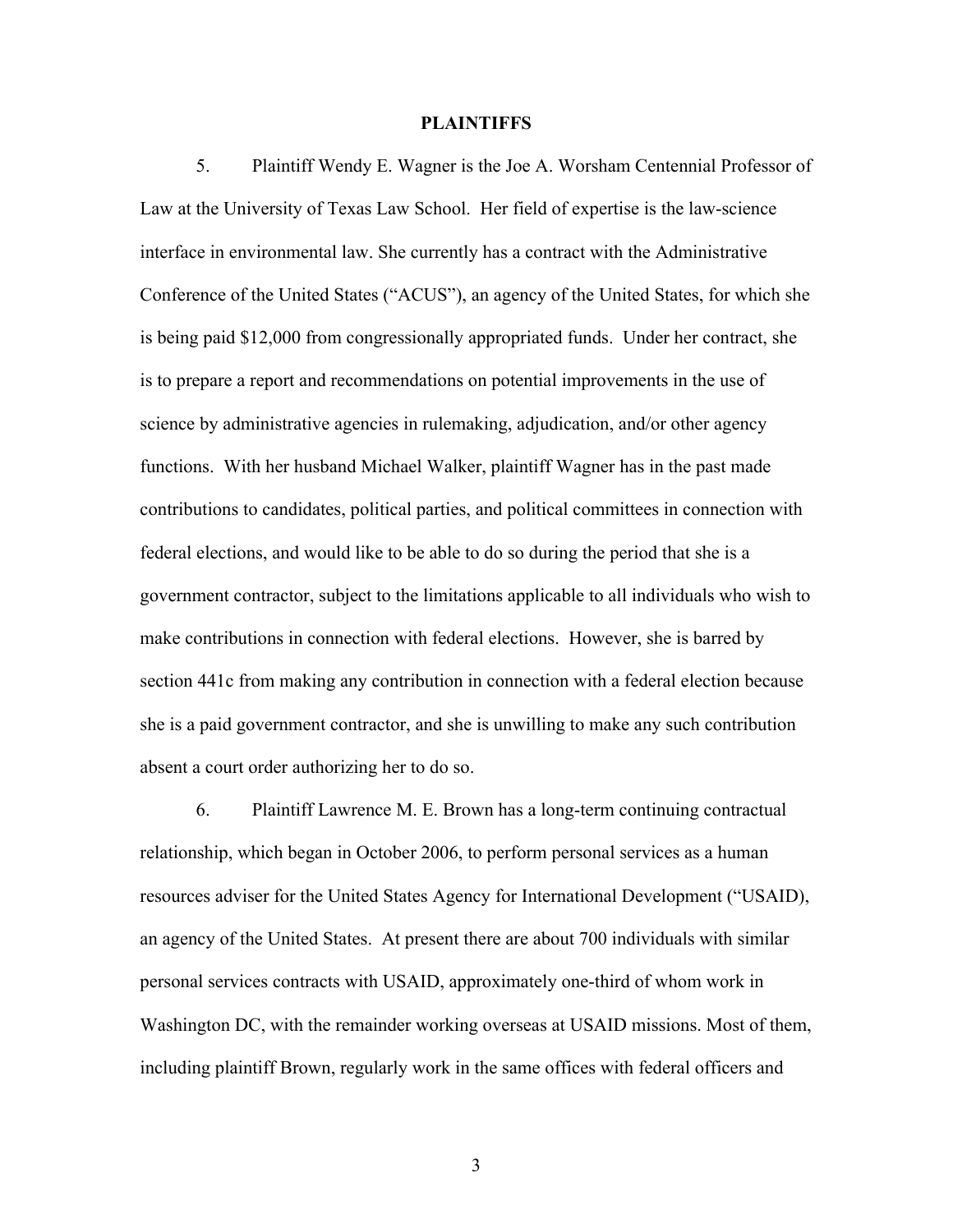**PLAINTIFFS**

5. Plaintiff Wendy E. Wagner is the Joe A. Worsham Centennial Professor of Law at the University of Texas Law School. Her field of expertise is the law-science interface in environmental law. She currently has a contract with the Administrative Conference of the United States ("ACUS"), an agency of the United States, for which she is being paid $12,000 from congressionally appropriated funds. Under her contract, she is to prepare a report and recommendations on potential improvements in the use of science by administrative agencies in rulemaking, adjudication, and/or other agency functions. With her husband Michael Walker, plaintiff Wagner has in the past made contributions to candidates, political parties, and political committees in connection with federal elections, and would like to be able to do so during the period that she is a government contractor, subject to the limitations applicable to all individuals who wish to make contributions in connection with federal elections. However, she is barred by section 441c from making any contribution in connection with a federal election because she is a paid government contractor, and she is unwilling to make any such contribution absent a court order authorizing her to do so.

6. Plaintiff Lawrence M. E. Brown has a long-term continuing contractual relationship, which began in October 2006, to perform personal services as a human resources adviser for the United States Agency for International Development ("USAID), an agency of the United States. At present there are about 700 individuals with similar personal services contracts with USAID, approximately one-third of whom work in Washington DC, with the remainder working overseas at USAID missions. Most of them, including plaintiff Brown, regularly work in the same offices with federal officers and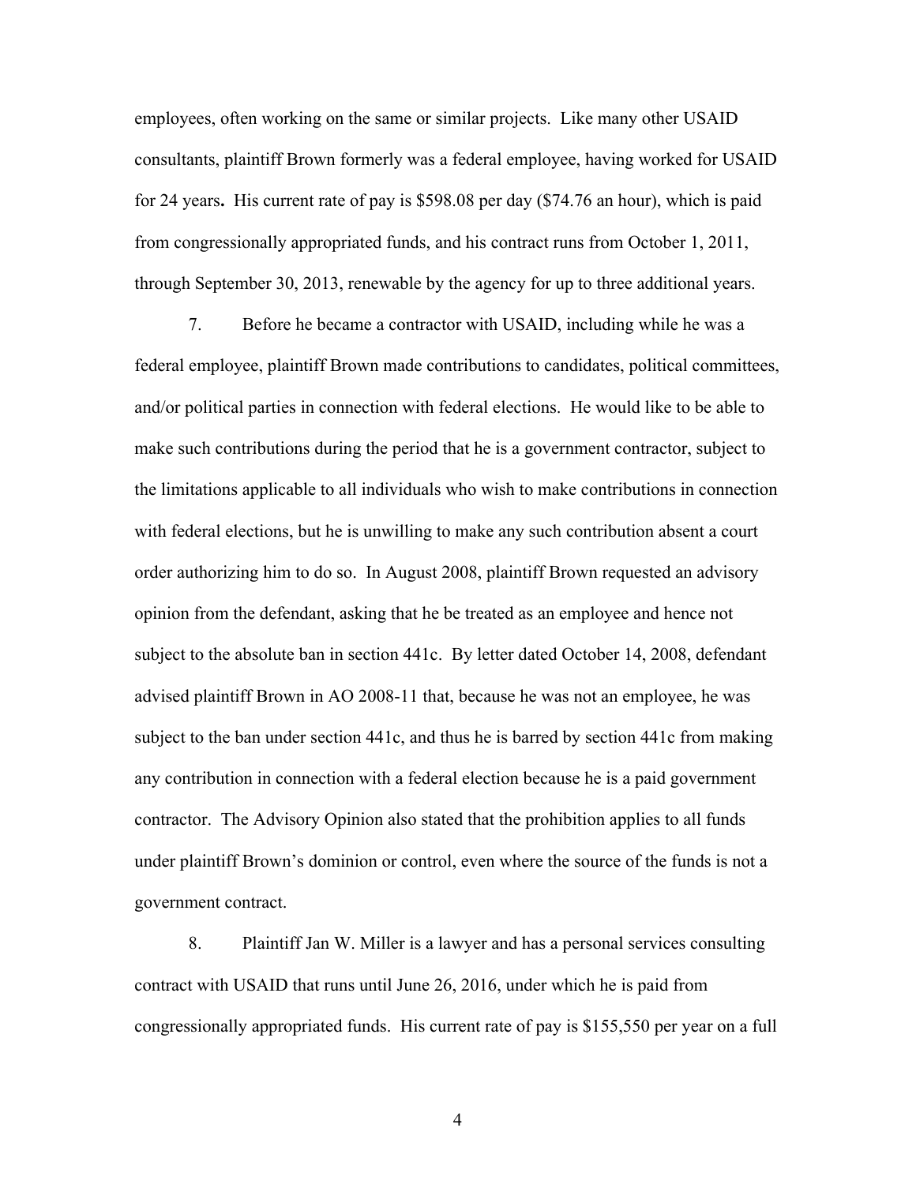employees, often working on the same or similar projects. Like many other USAID consultants, plaintiff Brown formerly was a federal employee, having worked for USAID for 24 years**.** His current rate of pay is $598.08 per day ($74.76 an hour), which is paid from congressionally appropriated funds, and his contract runs from October 1, 2011, through September 30, 2013, renewable by the agency for up to three additional years.

7. Before he became a contractor with USAID, including while he was a federal employee, plaintiff Brown made contributions to candidates, political committees, and/or political parties in connection with federal elections. He would like to be able to make such contributions during the period that he is a government contractor, subject to the limitations applicable to all individuals who wish to make contributions in connection with federal elections, but he is unwilling to make any such contribution absent a court order authorizing him to do so. In August 2008, plaintiff Brown requested an advisory opinion from the defendant, asking that he be treated as an employee and hence not subject to the absolute ban in section 441c. By letter dated October 14, 2008, defendant advised plaintiff Brown in AO 2008-11 that, because he was not an employee, he was subject to the ban under section 441c, and thus he is barred by section 441c from making any contribution in connection with a federal election because he is a paid government contractor. The Advisory Opinion also stated that the prohibition applies to all funds under plaintiff Brown's dominion or control, even where the source of the funds is not a government contract.

8. Plaintiff Jan W. Miller is a lawyer and has a personal services consulting contract with USAID that runs until June 26, 2016, under which he is paid from congressionally appropriated funds. His current rate of pay is $155,550 per year on a full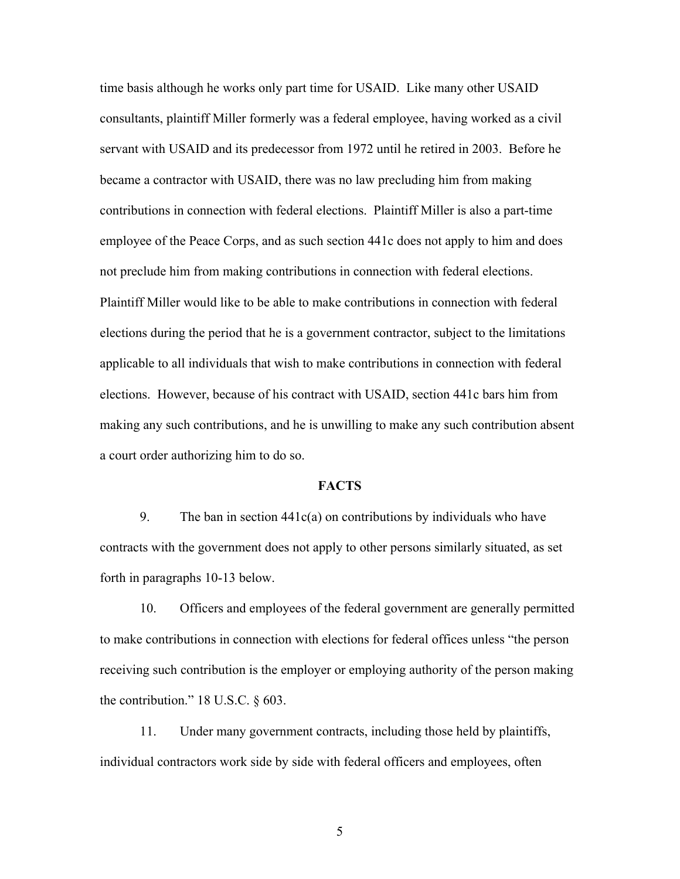time basis although he works only part time for USAID. Like many other USAID consultants, plaintiff Miller formerly was a federal employee, having worked as a civil servant with USAID and its predecessor from 1972 until he retired in 2003. Before he became a contractor with USAID, there was no law precluding him from making contributions in connection with federal elections. Plaintiff Miller is also a part-time employee of the Peace Corps, and as such section 441c does not apply to him and does not preclude him from making contributions in connection with federal elections. Plaintiff Miller would like to be able to make contributions in connection with federal elections during the period that he is a government contractor, subject to the limitations applicable to all individuals that wish to make contributions in connection with federal elections. However, because of his contract with USAID, section 441c bars him from making any such contributions, and he is unwilling to make any such contribution absent a court order authorizing him to do so.

## FACTS

9. The ban in section 441c(a) on contributions by individuals who have contracts with the government does not apply to other persons similarly situated, as set forth in paragraphs 10-13 below.

10. Officers and employees of the federal government are generally permitted to make contributions in connection with elections for federal offices unless "the person receiving such contribution is the employer or employing authority of the person making the contribution." 18 U.S.C. § 603.

11. Under many government contracts, including those held by plaintiffs, individual contractors work side by side with federal officers and employees, often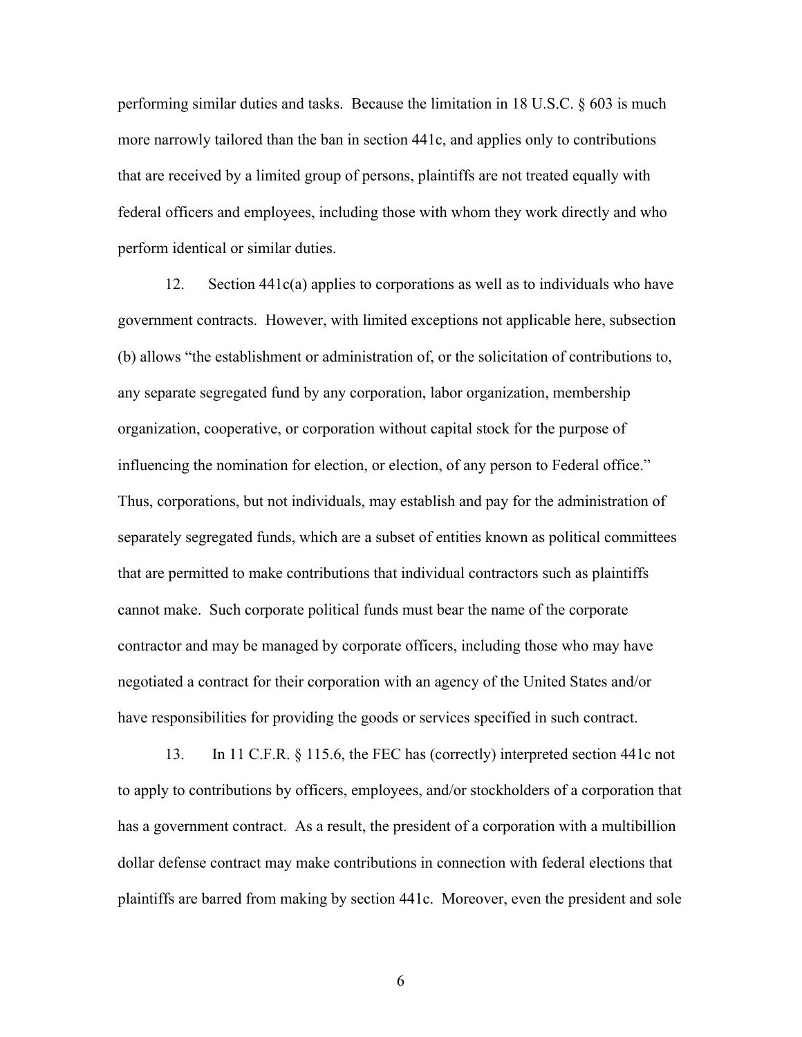performing similar duties and tasks. Because the limitation in 18 U.S.C. § 603 is much more narrowly tailored than the ban in section 441c, and applies only to contributions that are received by a limited group of persons, plaintiffs are not treated equally with federal officers and employees, including those with whom they work directly and who perform identical or similar duties.

12. Section 441c(a) applies to corporations as well as to individuals who have government contracts. However, with limited exceptions not applicable here, subsection (b) allows "the establishment or administration of, or the solicitation of contributions to, any separate segregated fund by any corporation, labor organization, membership organization, cooperative, or corporation without capital stock for the purpose of influencing the nomination for election, or election, of any person to Federal office." Thus, corporations, but not individuals, may establish and pay for the administration of separately segregated funds, which are a subset of entities known as political committees that are permitted to make contributions that individual contractors such as plaintiffs cannot make. Such corporate political funds must bear the name of the corporate contractor and may be managed by corporate officers, including those who may have negotiated a contract for their corporation with an agency of the United States and/or have responsibilities for providing the goods or services specified in such contract.

13. In 11 C.F.R. § 115.6, the FEC has (correctly) interpreted section 441c not to apply to contributions by officers, employees, and/or stockholders of a corporation that has a government contract. As a result, the president of a corporation with a multibillion dollar defense contract may make contributions in connection with federal elections that plaintiffs are barred from making by section 441c. Moreover, even the president and sole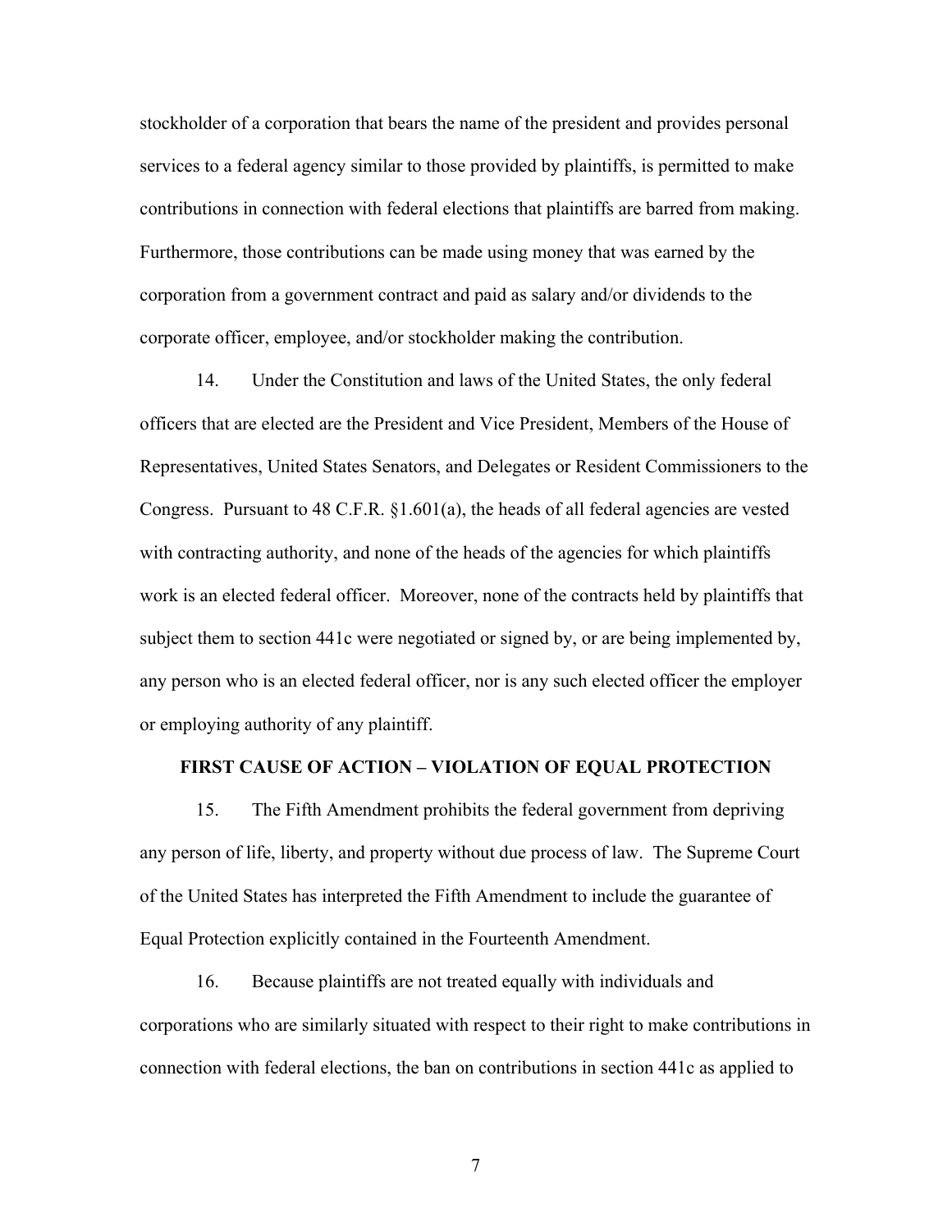stockholder of a corporation that bears the name of the president and provides personal services to a federal agency similar to those provided by plaintiffs, is permitted to make contributions in connection with federal elections that plaintiffs are barred from making. Furthermore, those contributions can be made using money that was earned by the corporation from a government contract and paid as salary and/or dividends to the corporate officer, employee, and/or stockholder making the contribution.

14. Under the Constitution and laws of the United States, the only federal officers that are elected are the President and Vice President, Members of the House of Representatives, United States Senators, and Delegates or Resident Commissioners to the Congress. Pursuant to 48 C.F.R. §1.601(a), the heads of all federal agencies are vested with contracting authority, and none of the heads of the agencies for which plaintiffs work is an elected federal officer. Moreover, none of the contracts held by plaintiffs that subject them to section 441c were negotiated or signed by, or are being implemented by, any person who is an elected federal officer, nor is any such elected officer the employer or employing authority of any plaintiff.

**FIRST CAUSE OF ACTION – VIOLATION OF EQUAL PROTECTION**

15. The Fifth Amendment prohibits the federal government from depriving any person of life, liberty, and property without due process of law. The Supreme Court of the United States has interpreted the Fifth Amendment to include the guarantee of Equal Protection explicitly contained in the Fourteenth Amendment.

16. Because plaintiffs are not treated equally with individuals and corporations who are similarly situated with respect to their right to make contributions in connection with federal elections, the ban on contributions in section 441c as applied to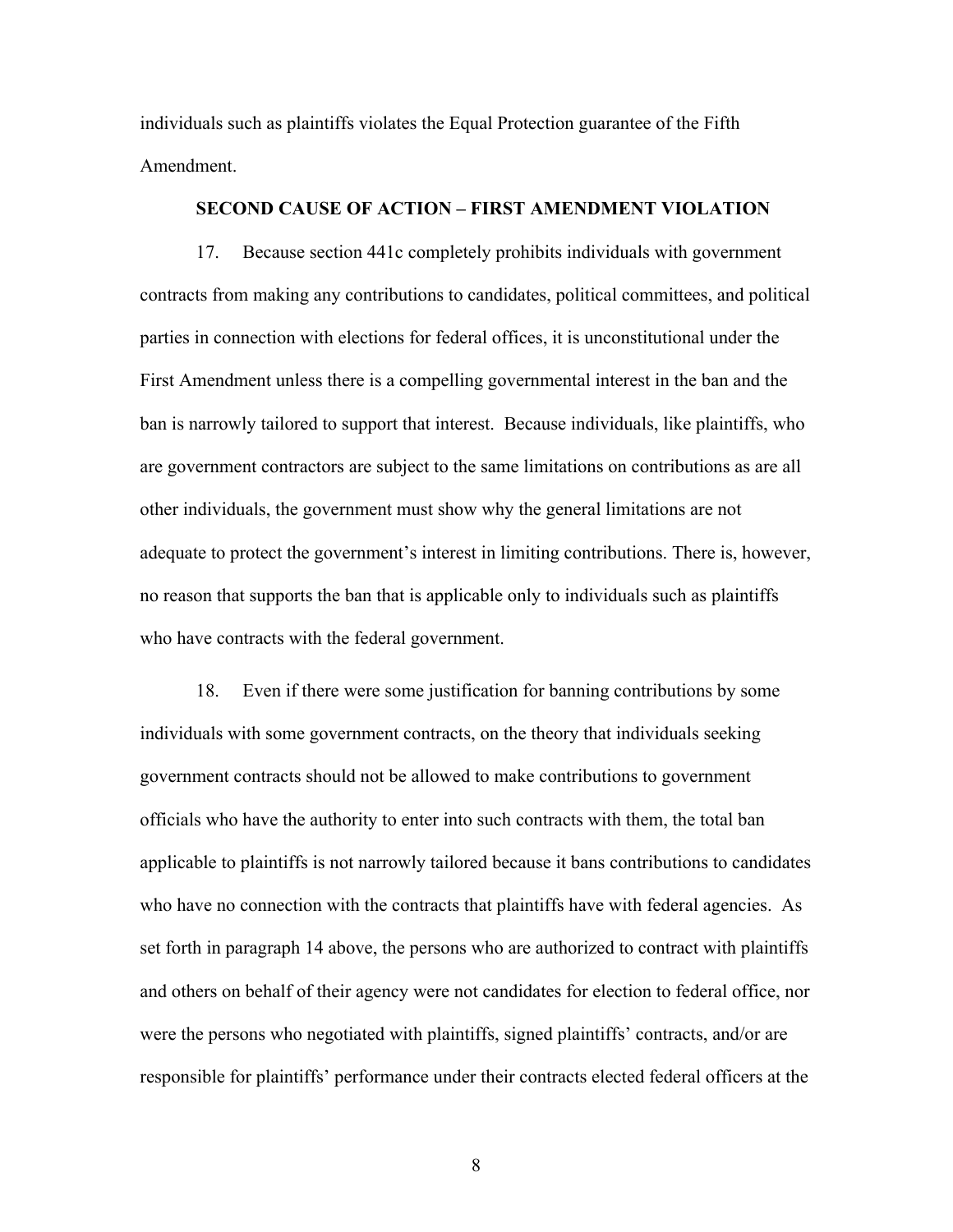individuals such as plaintiffs violates the Equal Protection guarantee of the Fifth Amendment.

**SECOND CAUSE OF ACTION – FIRST AMENDMENT VIOLATION**

17. Because section 441c completely prohibits individuals with government contracts from making any contributions to candidates, political committees, and political parties in connection with elections for federal offices, it is unconstitutional under the First Amendment unless there is a compelling governmental interest in the ban and the ban is narrowly tailored to support that interest. Because individuals, like plaintiffs, who are government contractors are subject to the same limitations on contributions as are all other individuals, the government must show why the general limitations are not adequate to protect the government's interest in limiting contributions. There is, however, no reason that supports the ban that is applicable only to individuals such as plaintiffs who have contracts with the federal government.

18. Even if there were some justification for banning contributions by some individuals with some government contracts, on the theory that individuals seeking government contracts should not be allowed to make contributions to government officials who have the authority to enter into such contracts with them, the total ban applicable to plaintiffs is not narrowly tailored because it bans contributions to candidates who have no connection with the contracts that plaintiffs have with federal agencies. As set forth in paragraph 14 above, the persons who are authorized to contract with plaintiffs and others on behalf of their agency were not candidates for election to federal office, nor were the persons who negotiated with plaintiffs, signed plaintiffs' contracts, and/or are responsible for plaintiffs' performance under their contracts elected federal officers at the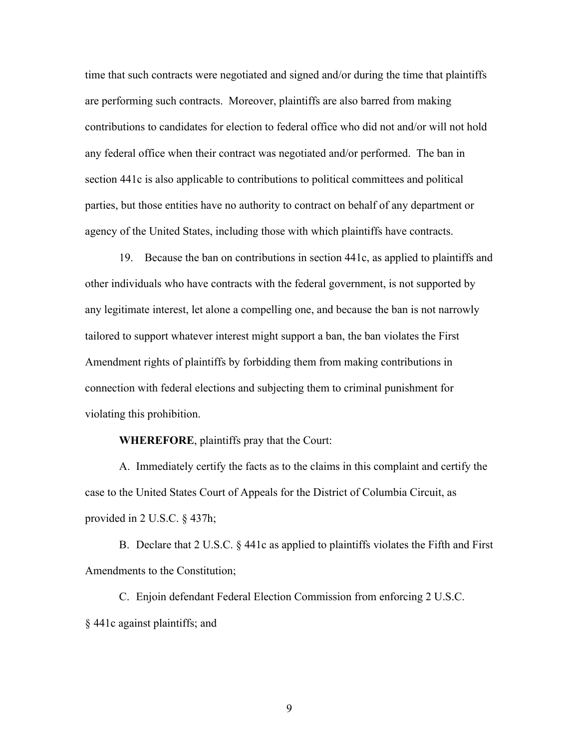time that such contracts were negotiated and signed and/or during the time that plaintiffs are performing such contracts. Moreover, plaintiffs are also barred from making contributions to candidates for election to federal office who did not and/or will not hold any federal office when their contract was negotiated and/or performed. The ban in section 441c is also applicable to contributions to political committees and political parties, but those entities have no authority to contract on behalf of any department or agency of the United States, including those with which plaintiffs have contracts.

19. Because the ban on contributions in section 441c, as applied to plaintiffs and other individuals who have contracts with the federal government, is not supported by any legitimate interest, let alone a compelling one, and because the ban is not narrowly tailored to support whatever interest might support a ban, the ban violates the First Amendment rights of plaintiffs by forbidding them from making contributions in connection with federal elections and subjecting them to criminal punishment for violating this prohibition.

**WHEREFORE**, plaintiffs pray that the Court:

A. Immediately certify the facts as to the claims in this complaint and certify the case to the United States Court of Appeals for the District of Columbia Circuit, as provided in 2 U.S.C. § 437h;

B. Declare that 2 U.S.C. § 441c as applied to plaintiffs violates the Fifth and First Amendments to the Constitution;

C. Enjoin defendant Federal Election Commission from enforcing 2 U.S.C. § 441c against plaintiffs; and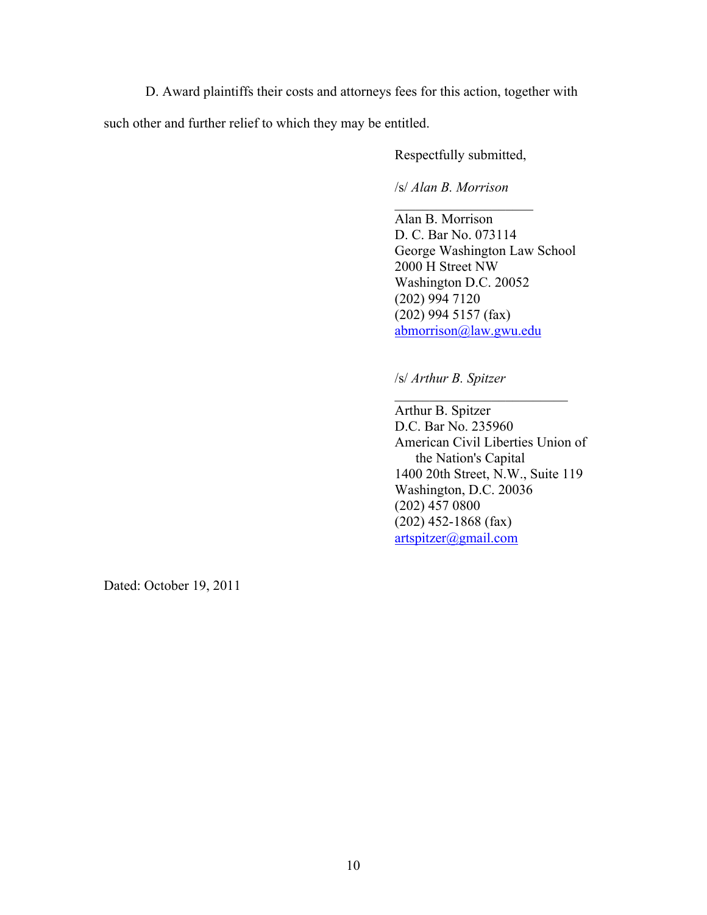D. Award plaintiffs their costs and attorneys fees for this action, together with such other and further relief to which they may be entitled.

Respectfully submitted,

/s/ *Alan B. Morrison*

\_\_\_\_\_\_\_\_\_\_\_\_\_\_\_\_\_\_\_\_

Alan B. Morrison
D. C. Bar No. 073114
George Washington Law School
2000 H Street NW
Washington D.C. 20052
(202) 994 7120
(202) 994 5157 (fax)
abmorrison@law.gwu.edu

/s/ *Arthur B. Spitzer*

\_\_\_\_\_\_\_\_\_\_\_\_\_\_\_\_\_\_\_\_\_\_\_\_\_

Arthur B. Spitzer
D.C. Bar No. 235960
American Civil Liberties Union of
the Nation's Capital
1400 20th Street, N.W., Suite 119
Washington, D.C. 20036
(202) 457 0800
(202) 452-1868 (fax)
artspitzer@gmail.com

Dated: October 19, 2011